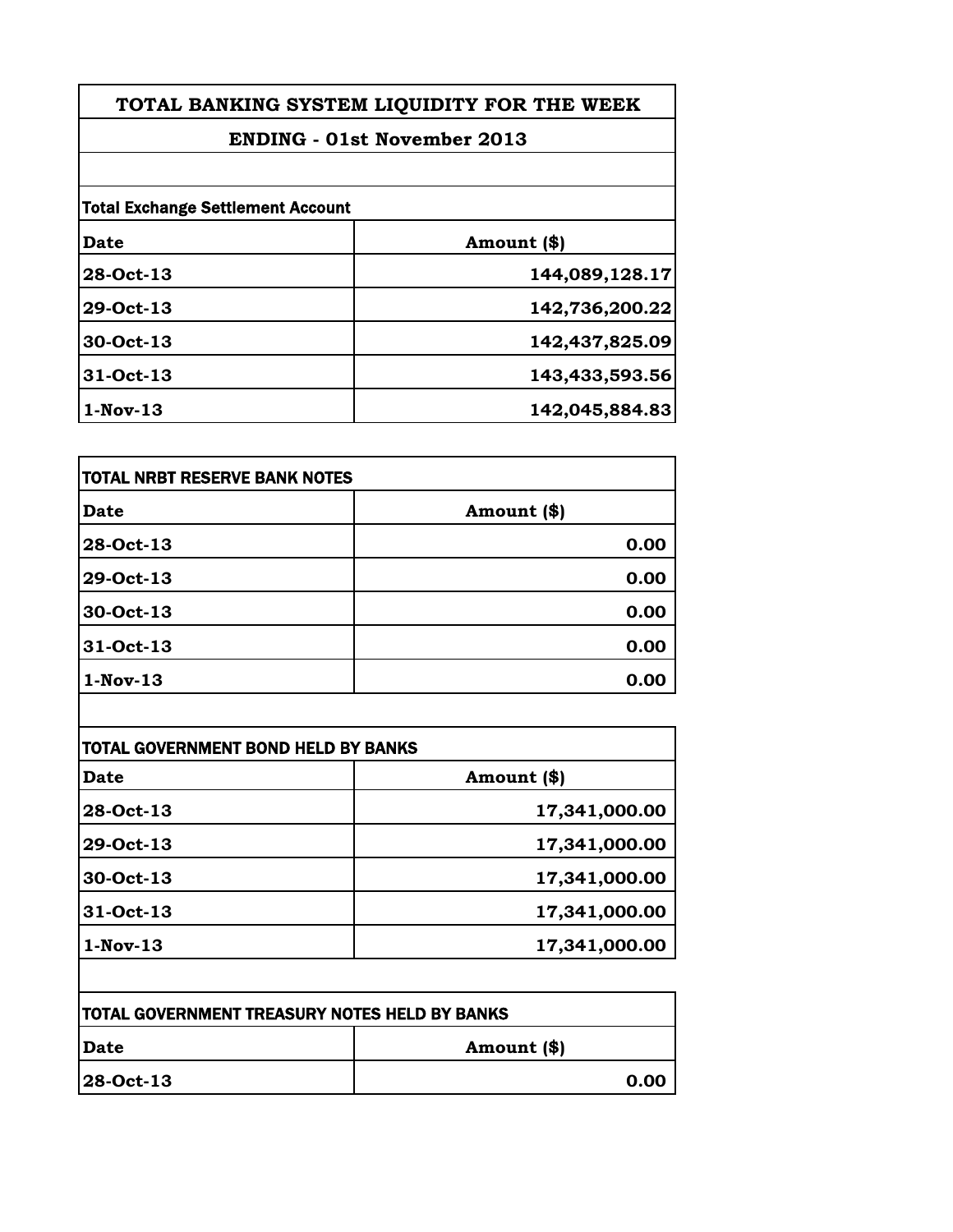# TOTAL BANKING SYSTEM LIQUIDITY FOR THE WEEK

## ENDING - 01st November 2013

**Total Exchange Settlement Account**

| Date | Amount ($) |
|---|---|
| 28-Oct-13 | 144,089,128.17 |
| 29-Oct-13 | 142,736,200.22 |
| 30-Oct-13 | 142,437,825.09 |
| 31-Oct-13 | 143,433,593.56 |
| 1-Nov-13 | 142,045,884.83 |

**TOTAL NRBT RESERVE BANK NOTES**

| Date | Amount ($) |
|---|---|
| 28-Oct-13 | 0.00 |
| 29-Oct-13 | 0.00 |
| 30-Oct-13 | 0.00 |
| 31-Oct-13 | 0.00 |
| 1-Nov-13 | 0.00 |

**TOTAL GOVERNMENT BOND HELD BY BANKS**

| Date | Amount ($) |
|---|---|
| 28-Oct-13 | 17,341,000.00 |
| 29-Oct-13 | 17,341,000.00 |
| 30-Oct-13 | 17,341,000.00 |
| 31-Oct-13 | 17,341,000.00 |
| 1-Nov-13 | 17,341,000.00 |

**TOTAL GOVERNMENT TREASURY NOTES HELD BY BANKS**

| Date | Amount ($) |
|---|---|
| 28-Oct-13 | 0.00 |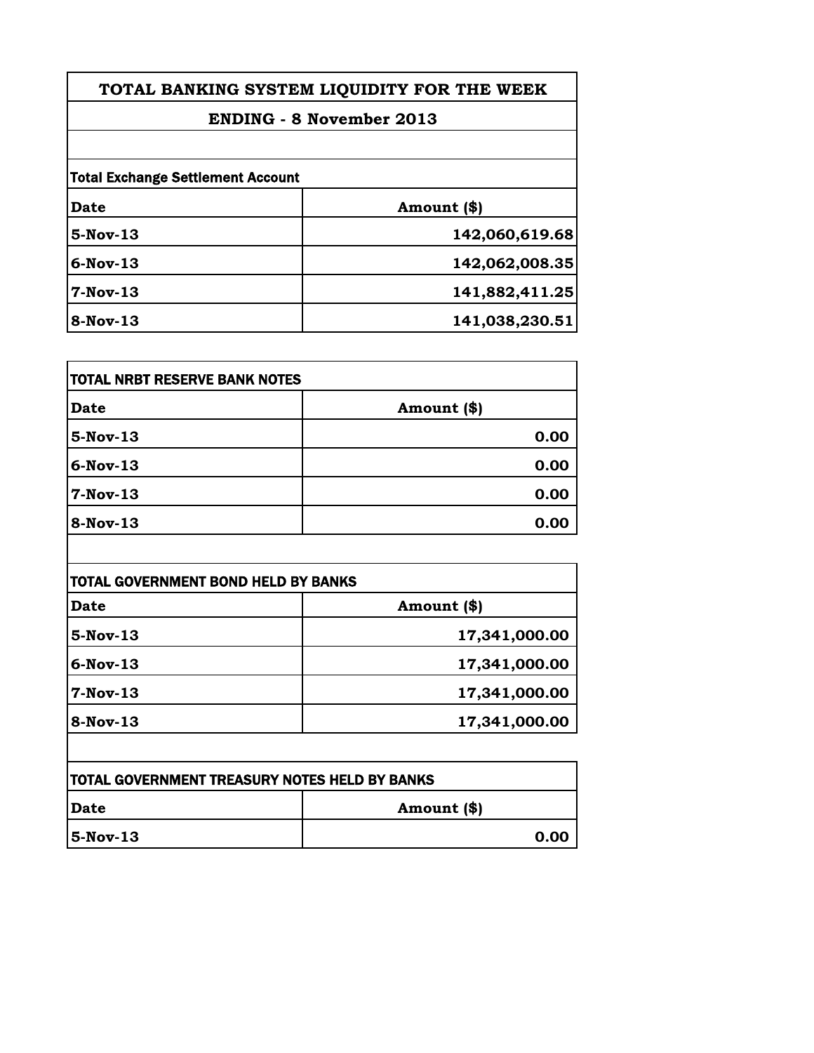# TOTAL BANKING SYSTEM LIQUIDITY FOR THE WEEK

## ENDING - 8 November 2013

**Total Exchange Settlement Account**

| Date | Amount ($) |
|---|---|
| 5-Nov-13 | 142,060,619.68 |
| 6-Nov-13 | 142,062,008.35 |
| 7-Nov-13 | 141,882,411.25 |
| 8-Nov-13 | 141,038,230.51 |

**TOTAL NRBT RESERVE BANK NOTES**

| Date | Amount ($) |
|---|---|
| 5-Nov-13 | 0.00 |
| 6-Nov-13 | 0.00 |
| 7-Nov-13 | 0.00 |
| 8-Nov-13 | 0.00 |

**TOTAL GOVERNMENT BOND HELD BY BANKS**

| Date | Amount ($) |
|---|---|
| 5-Nov-13 | 17,341,000.00 |
| 6-Nov-13 | 17,341,000.00 |
| 7-Nov-13 | 17,341,000.00 |
| 8-Nov-13 | 17,341,000.00 |

**TOTAL GOVERNMENT TREASURY NOTES HELD BY BANKS**

| Date | Amount ($) |
|---|---|
| 5-Nov-13 | 0.00 |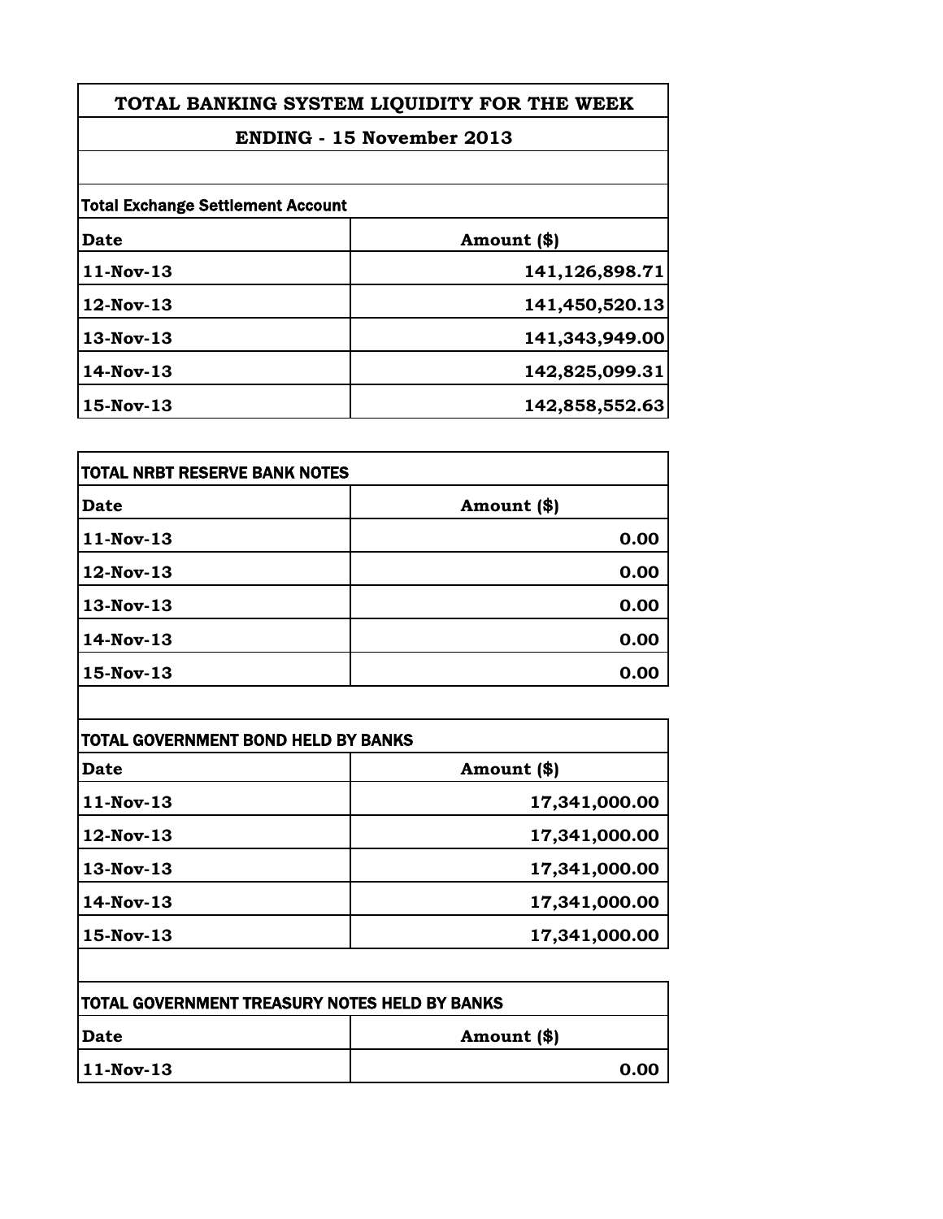# TOTAL BANKING SYSTEM LIQUIDITY FOR THE WEEK

## ENDING - 15 November 2013

**Total Exchange Settlement Account**

| Date | Amount ($) |
|---|---|
| 11-Nov-13 | 141,126,898.71 |
| 12-Nov-13 | 141,450,520.13 |
| 13-Nov-13 | 141,343,949.00 |
| 14-Nov-13 | 142,825,099.31 |
| 15-Nov-13 | 142,858,552.63 |

**TOTAL NRBT RESERVE BANK NOTES**

| Date | Amount ($) |
|---|---|
| 11-Nov-13 | 0.00 |
| 12-Nov-13 | 0.00 |
| 13-Nov-13 | 0.00 |
| 14-Nov-13 | 0.00 |
| 15-Nov-13 | 0.00 |

**TOTAL GOVERNMENT BOND HELD BY BANKS**

| Date | Amount ($) |
|---|---|
| 11-Nov-13 | 17,341,000.00 |
| 12-Nov-13 | 17,341,000.00 |
| 13-Nov-13 | 17,341,000.00 |
| 14-Nov-13 | 17,341,000.00 |
| 15-Nov-13 | 17,341,000.00 |

**TOTAL GOVERNMENT TREASURY NOTES HELD BY BANKS**

| Date | Amount ($) |
|---|---|
| 11-Nov-13 | 0.00 |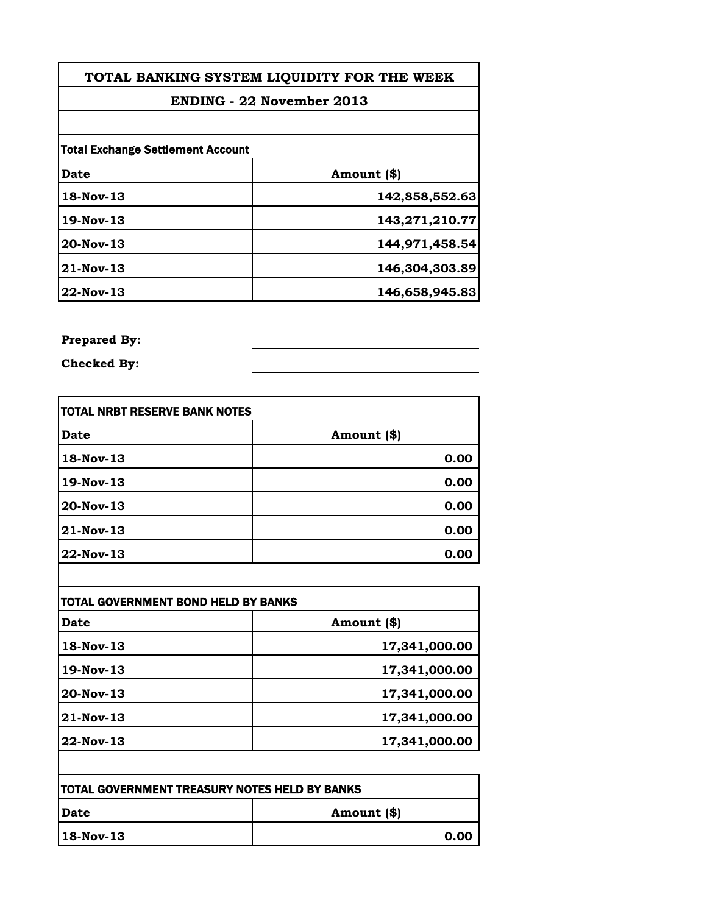# TOTAL BANKING SYSTEM LIQUIDITY FOR THE WEEK

## ENDING - 22 November 2013

**Total Exchange Settlement Account**

| Date | Amount ($) |
|---|---|
| 18-Nov-13 | 142,858,552.63 |
| 19-Nov-13 | 143,271,210.77 |
| 20-Nov-13 | 144,971,458.54 |
| 21-Nov-13 | 146,304,303.89 |
| 22-Nov-13 | 146,658,945.83 |

**Prepared By:** ______________________

**Checked By:** ______________________

**TOTAL NRBT RESERVE BANK NOTES**

| Date | Amount ($) |
|---|---|
| 18-Nov-13 | 0.00 |
| 19-Nov-13 | 0.00 |
| 20-Nov-13 | 0.00 |
| 21-Nov-13 | 0.00 |
| 22-Nov-13 | 0.00 |

**TOTAL GOVERNMENT BOND HELD BY BANKS**

| Date | Amount ($) |
|---|---|
| 18-Nov-13 | 17,341,000.00 |
| 19-Nov-13 | 17,341,000.00 |
| 20-Nov-13 | 17,341,000.00 |
| 21-Nov-13 | 17,341,000.00 |
| 22-Nov-13 | 17,341,000.00 |

**TOTAL GOVERNMENT TREASURY NOTES HELD BY BANKS**

| Date | Amount ($) |
|---|---|
| 18-Nov-13 | 0.00 |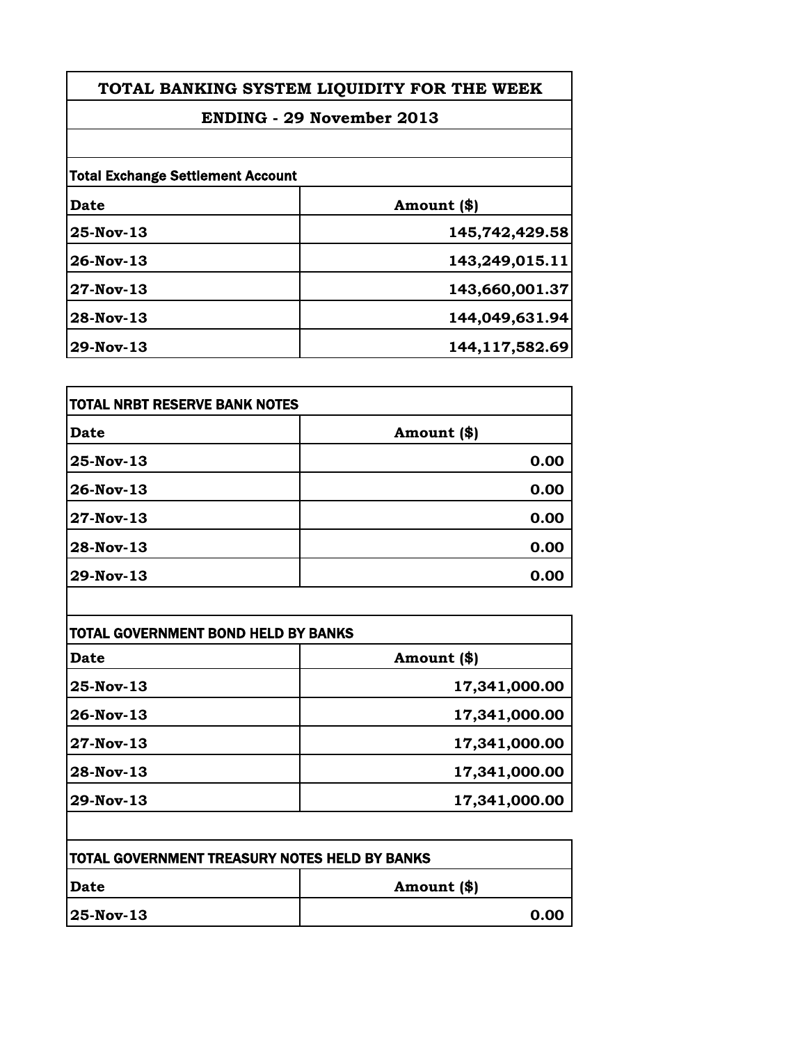# TOTAL BANKING SYSTEM LIQUIDITY FOR THE WEEK

## ENDING - 29 November 2013

**Total Exchange Settlement Account**

| Date | Amount ($) |
|---|---|
| 25-Nov-13 | 145,742,429.58 |
| 26-Nov-13 | 143,249,015.11 |
| 27-Nov-13 | 143,660,001.37 |
| 28-Nov-13 | 144,049,631.94 |
| 29-Nov-13 | 144,117,582.69 |

**TOTAL NRBT RESERVE BANK NOTES**

| Date | Amount ($) |
|---|---|
| 25-Nov-13 | 0.00 |
| 26-Nov-13 | 0.00 |
| 27-Nov-13 | 0.00 |
| 28-Nov-13 | 0.00 |
| 29-Nov-13 | 0.00 |

**TOTAL GOVERNMENT BOND HELD BY BANKS**

| Date | Amount ($) |
|---|---|
| 25-Nov-13 | 17,341,000.00 |
| 26-Nov-13 | 17,341,000.00 |
| 27-Nov-13 | 17,341,000.00 |
| 28-Nov-13 | 17,341,000.00 |
| 29-Nov-13 | 17,341,000.00 |

**TOTAL GOVERNMENT TREASURY NOTES HELD BY BANKS**

| Date | Amount ($) |
|---|---|
| 25-Nov-13 | 0.00 |